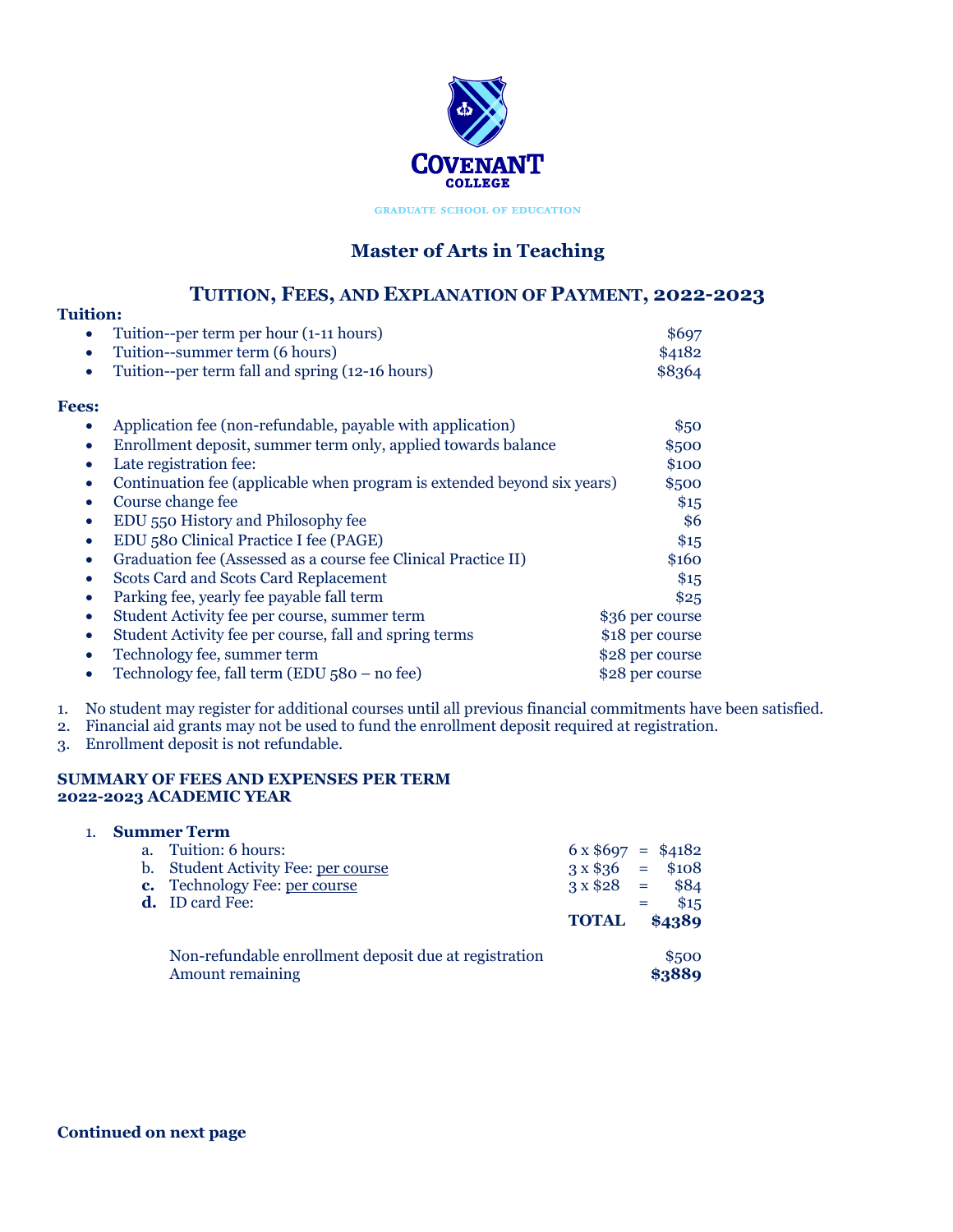COVENANT COLLEGE

GRADUATE SCHOOL OF EDUCATION

# Master of Arts in Teaching

## Tuition, Fees, and Explanation of Payment, 2022-2023

**Tuition:**

| | |
|---|---|
| • Tuition--per term per hour (1-11 hours) | $697 |
| • Tuition--summer term (6 hours) | $4182 |
| • Tuition--per term fall and spring (12-16 hours) | $8364 |

**Fees:**

| | |
|---|---|
| • Application fee (non-refundable, payable with application) | $50 |
| • Enrollment deposit, summer term only, applied towards balance | $500 |
| • Late registration fee: | $100 |
| • Continuation fee (applicable when program is extended beyond six years) | $500 |
| • Course change fee | $15 |
| • EDU 550 History and Philosophy fee | $6 |
| • EDU 580 Clinical Practice I fee (PAGE) | $15 |
| • Graduation fee (Assessed as a course fee Clinical Practice II) | $160 |
| • Scots Card and Scots Card Replacement | $15 |
| • Parking fee, yearly fee payable fall term | $25 |
| • Student Activity fee per course, summer term | $36 per course |
| • Student Activity fee per course, fall and spring terms | $18 per course |
| • Technology fee, summer term | $28 per course |
| • Technology fee, fall term (EDU 580 – no fee) | $28 per course |

1. No student may register for additional courses until all previous financial commitments have been satisfied.
2. Financial aid grants may not be used to fund the enrollment deposit required at registration.
3. Enrollment deposit is not refundable.

**SUMMARY OF FEES AND EXPENSES PER TERM**
**2022-2023 ACADEMIC YEAR**

1. **Summer Term**

| | | | |
|---|---|---|---|
| a. Tuition: 6 hours: | 6 x $697 | = | $4182 |
| b. Student Activity Fee: per course | 3 x $36 | = | $108 |
| **c.** Technology Fee: per course | 3 x $28 | = | $84 |
| **d.** ID card Fee: | | = | $15 |
| | **TOTAL** | | **$4389** |
| Non-refundable enrollment deposit due at registration | | | $500 |
| Amount remaining | | | **$3889** |

**Continued on next page**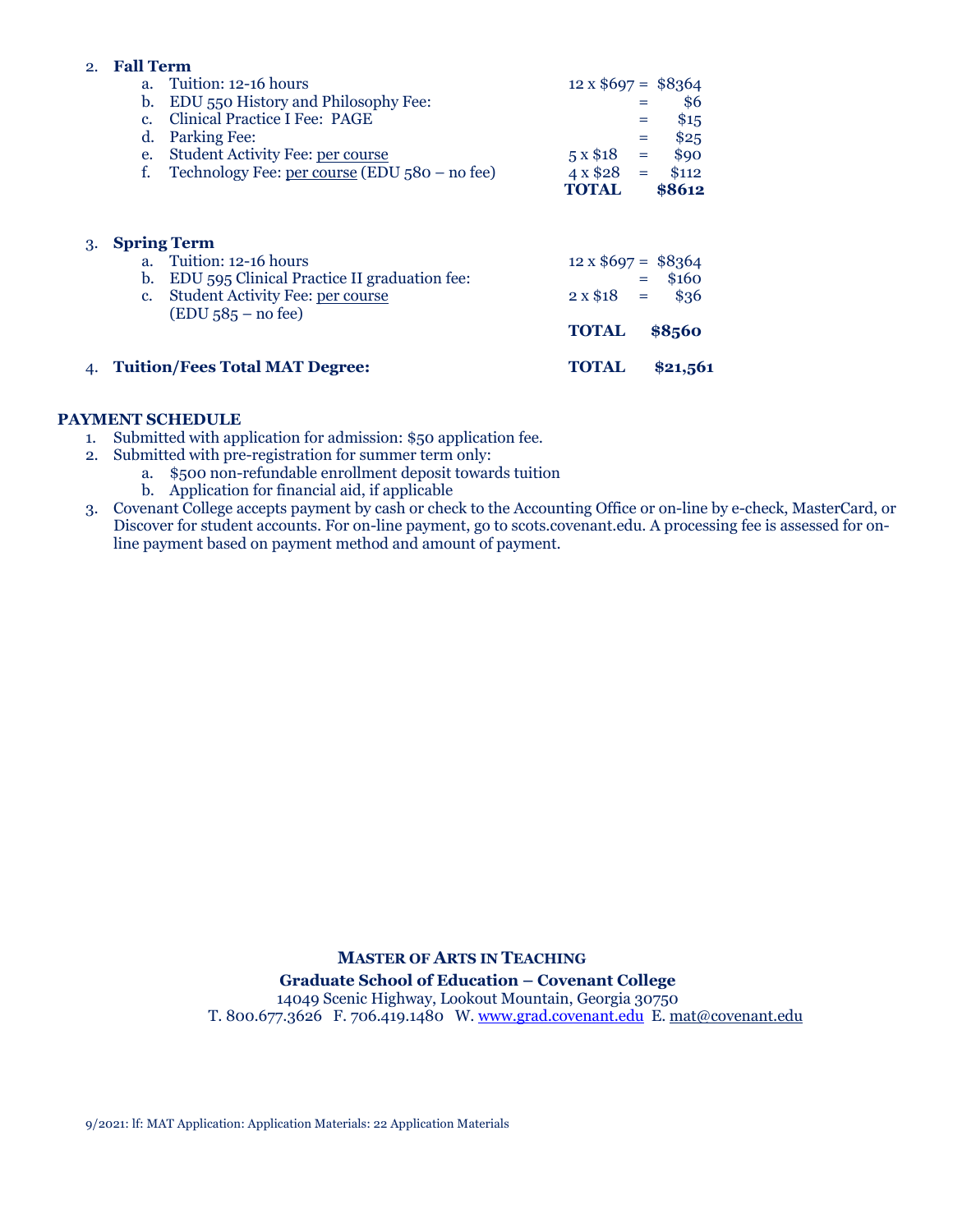2. **Fall Term**

| | | |
|---|---|---|
| a. Tuition: 12-16 hours | 12 x $697 = | $8364 |
| b. EDU 550 History and Philosophy Fee: | = | $6 |
| c. Clinical Practice I Fee: PAGE | = | $15 |
| d. Parking Fee: | = | $25 |
| e. Student Activity Fee: <u>per course</u> | 5 x $18 = | $90 |
| f. Technology Fee: <u>per course</u> (EDU 580 – no fee) | 4 x $28 = | $112 |
| | **TOTAL** | **$8612** |

3. **Spring Term**

| | | |
|---|---|---|
| a. Tuition: 12-16 hours | 12 x $697 = | $8364 |
| b. EDU 595 Clinical Practice II graduation fee: | = | $160 |
| c. Student Activity Fee: <u>per course</u> (EDU 585 – no fee) | 2 x $18 = | $36 |
| | **TOTAL** | **$8560** |

4. **Tuition/Fees Total MAT Degree:** **TOTAL** **$21,561**

**PAYMENT SCHEDULE**

1. Submitted with application for admission: $50 application fee.
2. Submitted with pre-registration for summer term only:
   a. $500 non-refundable enrollment deposit towards tuition
   b. Application for financial aid, if applicable
3. Covenant College accepts payment by cash or check to the Accounting Office or on-line by e-check, MasterCard, or Discover for student accounts. For on-line payment, go to scots.covenant.edu. A processing fee is assessed for on-line payment based on payment method and amount of payment.

**MASTER OF ARTS IN TEACHING**

**Graduate School of Education – Covenant College**

14049 Scenic Highway, Lookout Mountain, Georgia 30750

T. 800.677.3626 F. 706.419.1480 W. www.grad.covenant.edu E. mat@covenant.edu

9/2021: lf: MAT Application: Application Materials: 22 Application Materials